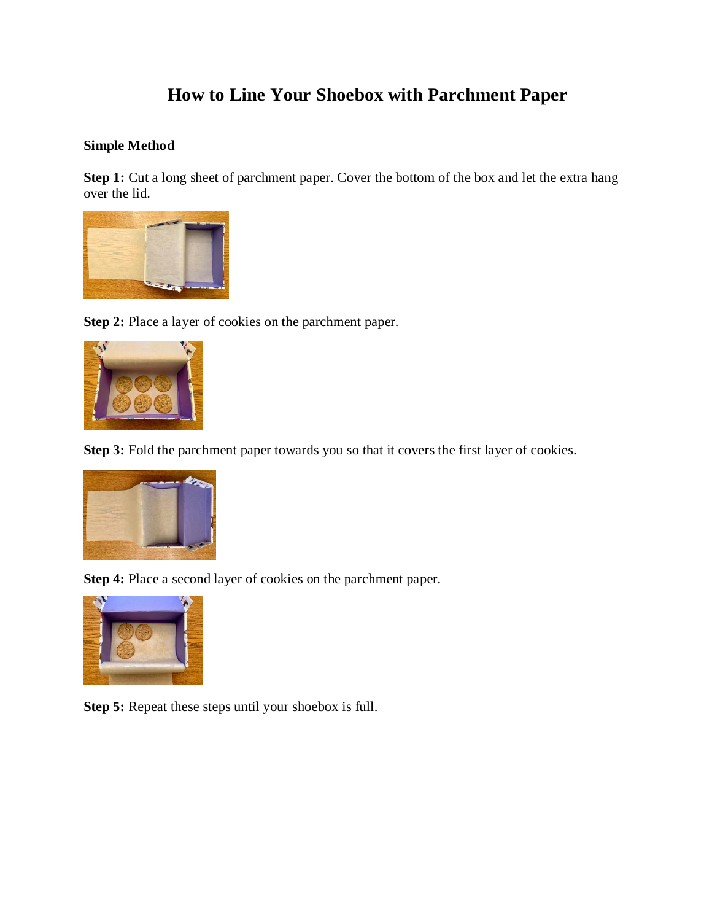# How to Line Your Shoebox with Parchment Paper

**Simple Method**

**Step 1:** Cut a long sheet of parchment paper. Cover the bottom of the box and let the extra hang over the lid.

**Step 2:** Place a layer of cookies on the parchment paper.

**Step 3:** Fold the parchment paper towards you so that it covers the first layer of cookies.

**Step 4:** Place a second layer of cookies on the parchment paper.

**Step 5:** Repeat these steps until your shoebox is full.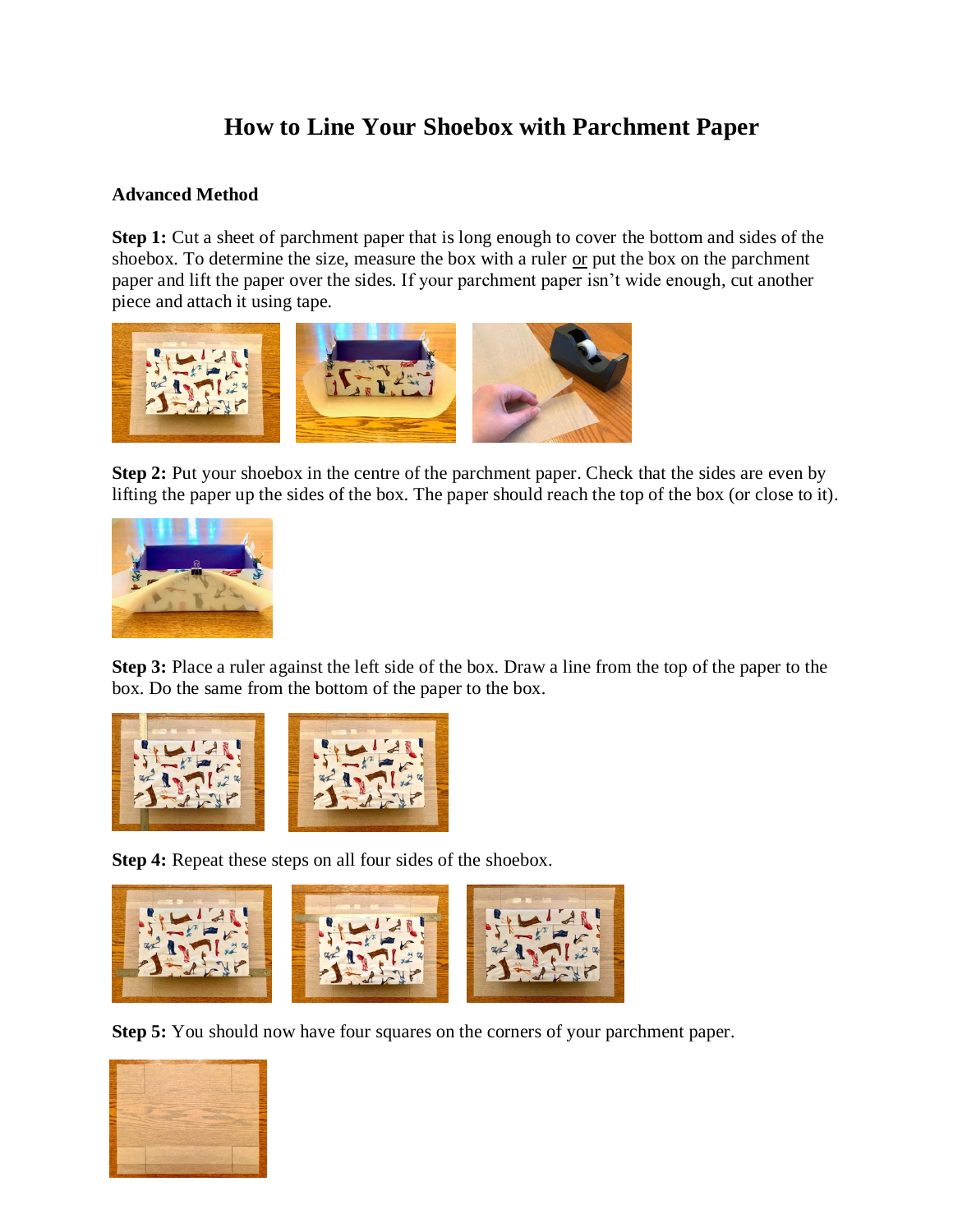# How to Line Your Shoebox with Parchment Paper

## Advanced Method

**Step 1:** Cut a sheet of parchment paper that is long enough to cover the bottom and sides of the shoebox. To determine the size, measure the box with a ruler or put the box on the parchment paper and lift the paper over the sides. If your parchment paper isn't wide enough, cut another piece and attach it using tape.

**Step 2:** Put your shoebox in the centre of the parchment paper. Check that the sides are even by lifting the paper up the sides of the box. The paper should reach the top of the box (or close to it).

**Step 3:** Place a ruler against the left side of the box. Draw a line from the top of the paper to the box. Do the same from the bottom of the paper to the box.

**Step 4:** Repeat these steps on all four sides of the shoebox.

**Step 5:** You should now have four squares on the corners of your parchment paper.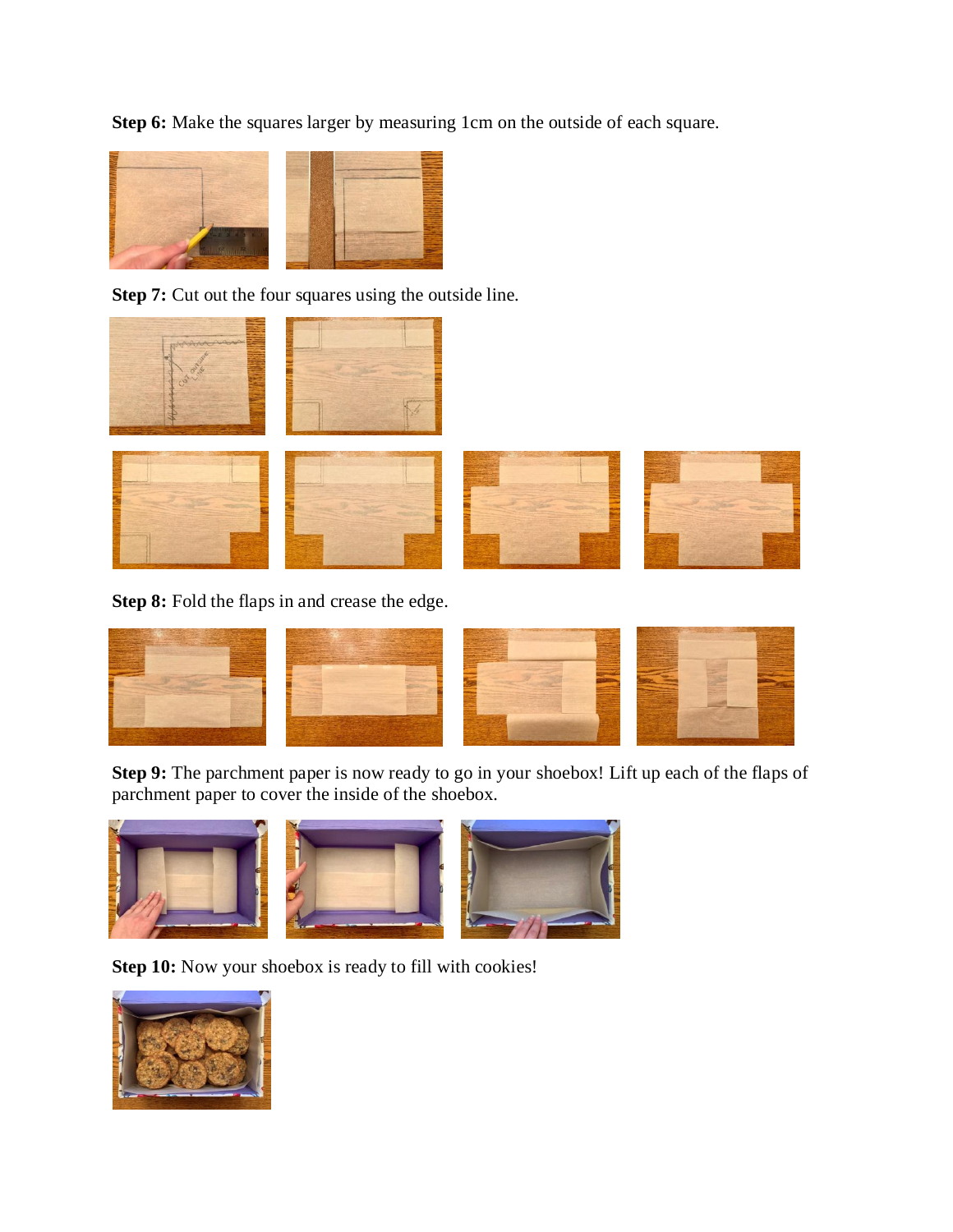**Step 6:** Make the squares larger by measuring 1cm on the outside of each square.

**Step 7:** Cut out the four squares using the outside line.

**Step 8:** Fold the flaps in and crease the edge.

**Step 9:** The parchment paper is now ready to go in your shoebox! Lift up each of the flaps of parchment paper to cover the inside of the shoebox.

**Step 10:** Now your shoebox is ready to fill with cookies!